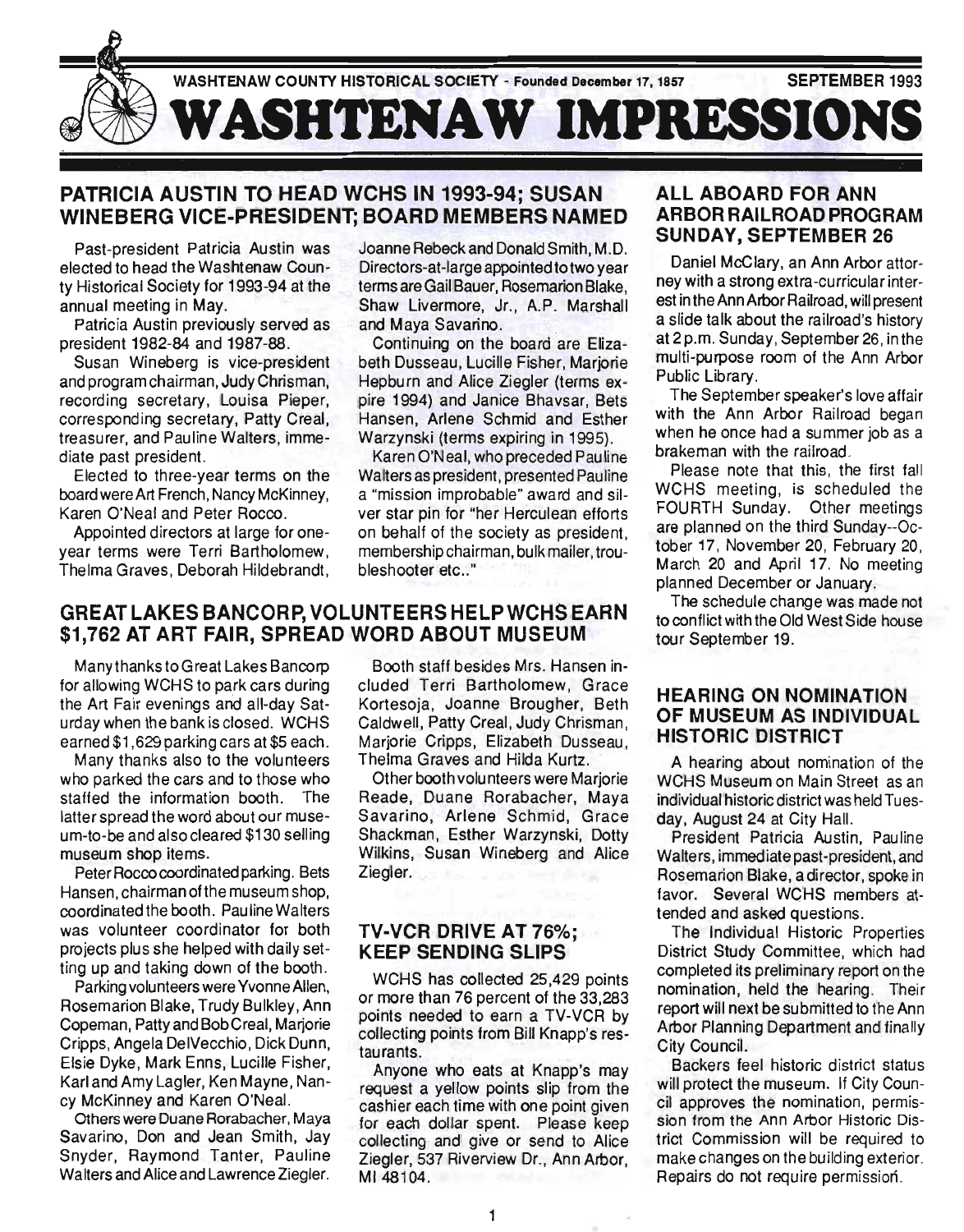WASHTENAW COUNTY HISTORICAL SOCIETY - Founded December 17, 1857 SEPTEMBER 1993

# WASHTENAW IMPRESSIONS

## PATRICIA AUSTIN TO HEAD WCHS IN 1993-94; SUSAN WINEBERG VICE-PRESIDENT; BOARD MEMBERS NAMED

Past-president Patricia Austin was elected to head the Washtenaw County Historical Society for 1993-94 at the annual meeting in May.

Patricia Austin previously served as president 1982-84 and 1987-88.

Susan Wineberg is vice-president and program chairman, Judy Chrisman, recording secretary, Louisa Pieper, corresponding secretary, Patty Creal, treasurer, and Pauline Walters, immediate past president.

Elected to three-year terms on the board were Art French, Nancy McKinney, Karen O'Neal and Peter Rocco.

Appointed directors at large for one-year terms were Terri Bartholomew, Thelma Graves, Deborah Hildebrandt, Joanne Rebeck and Donald Smith, M.D. Directors-at-large appointed to two year terms are Gail Bauer, Rosemarion Blake, Shaw Livermore, Jr., A.P. Marshall and Maya Savarino.

Continuing on the board are Elizabeth Dusseau, Lucille Fisher, Marjorie Hepburn and Alice Ziegler (terms expire 1994) and Janice Bhavsar, Bets Hansen, Arlene Schmid and Esther Warzynski (terms expiring in 1995).

Karen O'Neal, who preceded Pauline Walters as president, presented Pauline a "mission improbable" award and silver star pin for "her Herculean efforts on behalf of the society as president, membership chairman, bulk mailer, troubleshooter etc.."

## GREAT LAKES BANCORP, VOLUNTEERS HELP WCHS EARN $1,762 AT ART FAIR, SPREAD WORD ABOUT MUSEUM

Many thanks to Great Lakes Bancorp for allowing WCHS to park cars during the Art Fair evenings and all-day Saturday when the bank is closed. WCHS earned $1,629 parking cars at $5 each.

Many thanks also to the volunteers who parked the cars and to those who staffed the information booth. The latter spread the word about our museum-to-be and also cleared $130 selling museum shop items.

Peter Rocco coordinated parking. Bets Hansen, chairman of the museum shop, coordinated the booth. Pauline Walters was volunteer coordinator for both projects plus she helped with daily setting up and taking down of the booth.

Parking volunteers were Yvonne Allen, Rosemarion Blake, Trudy Bulkley, Ann Copeman, Patty and Bob Creal, Marjorie Cripps, Angela DelVecchio, Dick Dunn, Elsie Dyke, Mark Enns, Lucille Fisher, Karl and Amy Lagler, Ken Mayne, Nancy McKinney and Karen O'Neal.

Others were Duane Rorabacher, Maya Savarino, Don and Jean Smith, Jay Snyder, Raymond Tanter, Pauline Walters and Alice and Lawrence Ziegler.

Booth staff besides Mrs. Hansen included Terri Bartholomew, Grace Kortesoja, Joanne Brougher, Beth Caldwell, Patty Creal, Judy Chrisman, Marjorie Cripps, Elizabeth Dusseau, Thelma Graves and Hilda Kurtz.

Other booth volunteers were Marjorie Reade, Duane Rorabacher, Maya Savarino, Arlene Schmid, Grace Shackman, Esther Warzynski, Dotty Wilkins, Susan Wineberg and Alice Ziegler.

## TV-VCR DRIVE AT 76%; KEEP SENDING SLIPS

WCHS has collected 25,429 points or more than 76 percent of the 33,283 points needed to earn a TV-VCR by collecting points from Bill Knapp's restaurants.

Anyone who eats at Knapp's may request a yellow points slip from the cashier each time with one point given for each dollar spent. Please keep collecting and give or send to Alice Ziegler, 537 Riverview Dr., Ann Arbor, MI 48104.

## ALL ABOARD FOR ANN ARBOR RAILROAD PROGRAM SUNDAY, SEPTEMBER 26

Daniel McClary, an Ann Arbor attorney with a strong extra-curricular interest in the Ann Arbor Railroad, will present a slide talk about the railroad's history at 2 p.m. Sunday, September 26, in the multi-purpose room of the Ann Arbor Public Library.

The September speaker's love affair with the Ann Arbor Railroad began when he once had a summer job as a brakeman with the railroad.

Please note that this, the first fall WCHS meeting, is scheduled the FOURTH Sunday. Other meetings are planned on the third Sunday--October 17, November 20, February 20, March 20 and April 17. No meeting planned December or January.

The schedule change was made not to conflict with the Old West Side house tour September 19.

## HEARING ON NOMINATION OF MUSEUM AS INDIVIDUAL HISTORIC DISTRICT

A hearing about nomination of the WCHS Museum on Main Street as an individual historic district was held Tuesday, August 24 at City Hall.

President Patricia Austin, Pauline Walters, immediate past-president, and Rosemarion Blake, a director, spoke in favor. Several WCHS members attended and asked questions.

The Individual Historic Properties District Study Committee, which had completed its preliminary report on the nomination, held the hearing. Their report will next be submitted to the Ann Arbor Planning Department and finally City Council.

Backers feel historic district status will protect the museum. If City Council approves the nomination, permission from the Ann Arbor Historic District Commission will be required to make changes on the building exterior. Repairs do not require permission.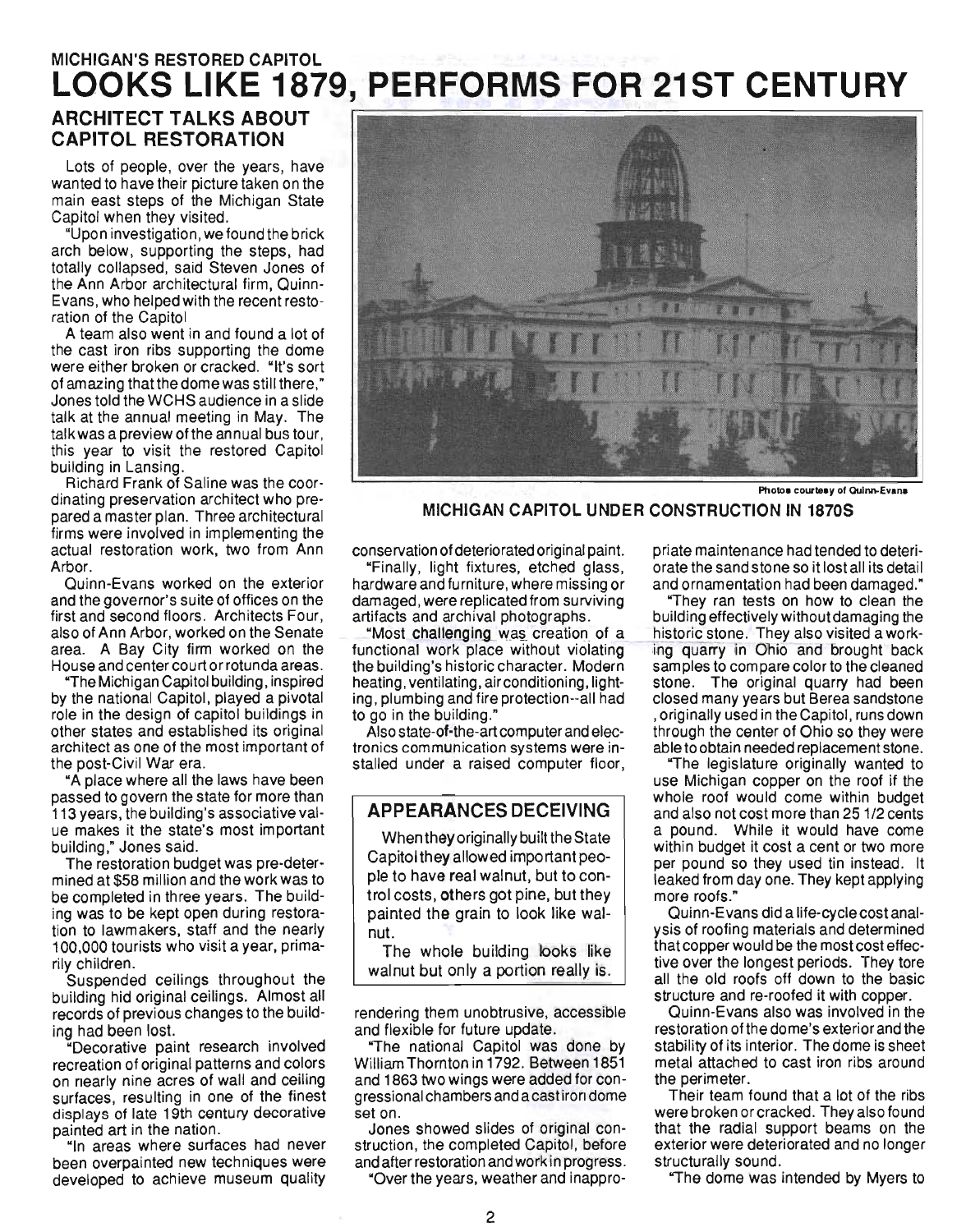MICHIGAN'S RESTORED CAPITOL

# LOOKS LIKE 1879, PERFORMS FOR 21ST CENTURY

## ARCHITECT TALKS ABOUT CAPITOL RESTORATION

Lots of people, over the years, have wanted to have their picture taken on the main east steps of the Michigan State Capitol when they visited.

"Upon investigation, we found the brick arch below, supporting the steps, had totally collapsed, said Steven Jones of the Ann Arbor architectural firm, Quinn-Evans, who helped with the recent restoration of the Capitol

A team also went in and found a lot of the cast iron ribs supporting the dome were either broken or cracked. "It's sort of amazing that the dome was still there," Jones told the WCHS audience in a slide talk at the annual meeting in May. The talk was a preview of the annual bus tour, this year to visit the restored Capitol building in Lansing.

Richard Frank of Saline was the coordinating preservation architect who prepared a master plan. Three architectural firms were involved in implementing the actual restoration work, two from Ann Arbor.

Quinn-Evans worked on the exterior and the governor's suite of offices on the first and second floors. Architects Four, also of Ann Arbor, worked on the Senate area. A Bay City firm worked on the House and center court or rotunda areas.

"The Michigan Capitol building, inspired by the national Capitol, played a pivotal role in the design of capitol buildings in other states and established its original architect as one of the most important of the post-Civil War era.

"A place where all the laws have been passed to govern the state for more than 113 years, the building's associative value makes it the state's most important building," Jones said.

The restoration budget was pre-determined at $58 million and the work was to be completed in three years. The building was to be kept open during restoration to lawmakers, staff and the nearly 100,000 tourists who visit a year, primarily children.

Suspended ceilings throughout the building hid original ceilings. Almost all records of previous changes to the building had been lost.

"Decorative paint research involved recreation of original patterns and colors on nearly nine acres of wall and ceiling surfaces, resulting in one of the finest displays of late 19th century decorative painted art in the nation.

"In areas where surfaces had never been overpainted new techniques were developed to achieve museum quality conservation of deteriorated original paint.

Photos courtesy of Quinn-Evans

MICHIGAN CAPITOL UNDER CONSTRUCTION IN 1870S

"Finally, light fixtures, etched glass, hardware and furniture, where missing or damaged, were replicated from surviving artifacts and archival photographs.

"Most challenging was creation of a functional work place without violating the building's historic character. Modern heating, ventilating, air conditioning, lighting, plumbing and fire protection--all had to go in the building."

Also state-of-the-art computer and electronics communication systems were installed under a raised computer floor, rendering them unobtrusive, accessible and flexible for future update.

"The national Capitol was done by William Thornton in 1792. Between 1851 and 1863 two wings were added for congressional chambers and a cast iron dome set on.

Jones showed slides of original construction, the completed Capitol, before and after restoration and work in progress.

"Over the years, weather and inappropriate maintenance had tended to deteriorate the sandstone so it lost all its detail and ornamentation had been damaged."

"They ran tests on how to clean the building effectively without damaging the historic stone. They also visited a working quarry in Ohio and brought back samples to compare color to the cleaned stone. The original quarry had been closed many years but Berea sandstone , originally used in the Capitol, runs down through the center of Ohio so they were able to obtain needed replacement stone.

"The legislature originally wanted to use Michigan copper on the roof if the whole roof would come within budget and also not cost more than 25 1/2 cents a pound. While it would have come within budget it cost a cent or two more per pound so they used tin instead. It leaked from day one. They kept applying more roofs."

Quinn-Evans did a life-cycle cost analysis of roofing materials and determined that copper would be the most cost effective over the longest periods. They tore all the old roofs off down to the basic structure and re-roofed it with copper.

Quinn-Evans also was involved in the restoration of the dome's exterior and the stability of its interior. The dome is sheet metal attached to cast iron ribs around the perimeter.

Their team found that a lot of the ribs were broken or cracked. They also found that the radial support beams on the exterior were deteriorated and no longer structurally sound.

"The dome was intended by Myers to

### APPEARANCES DECEIVING

When they originally built the State Capitol they allowed important people to have real walnut, but to control costs, others got pine, but they painted the grain to look like walnut.

The whole building looks like walnut but only a portion really is.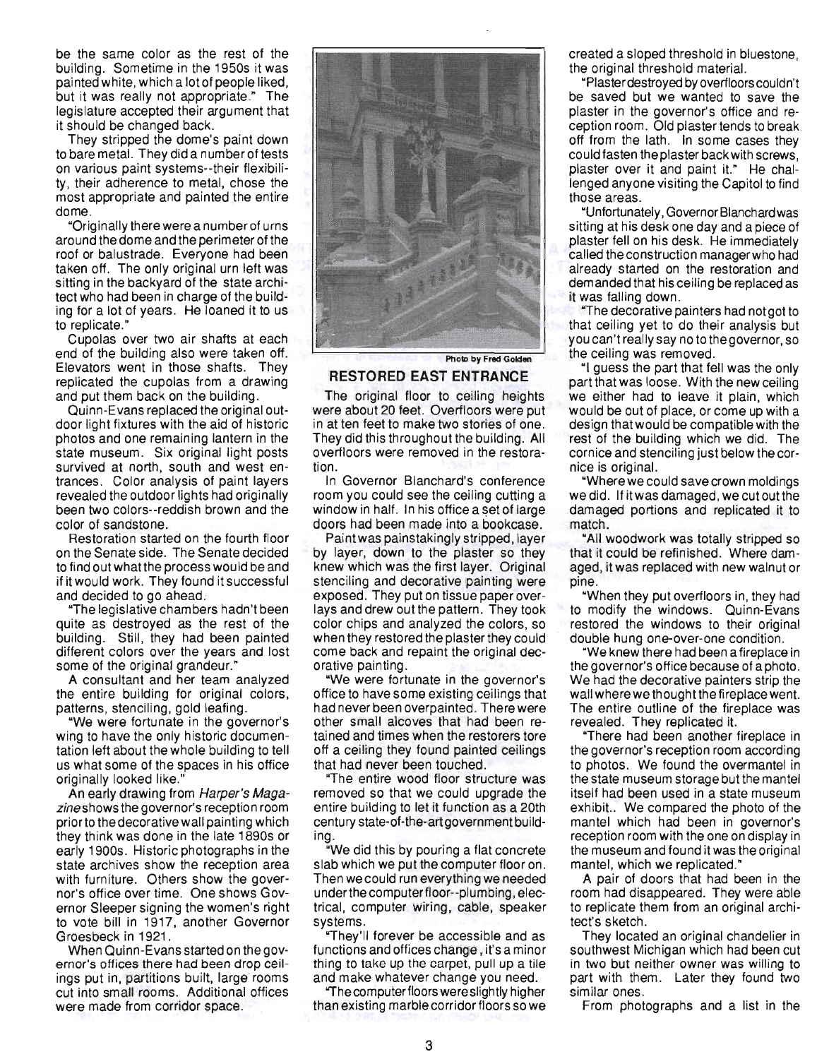be the same color as the rest of the building. Sometime in the 1950s it was painted white, which a lot of people liked, but it was really not appropriate." The legislature accepted their argument that it should be changed back.

They stripped the dome's paint down to bare metal. They did a number of tests on various paint systems--their flexibility, their adherence to metal, chose the most appropriate and painted the entire dome.

"Originally there were a number of urns around the dome and the perimeter of the roof or balustrade. Everyone had been taken off. The only original urn left was sitting in the backyard of the state architect who had been in charge of the building for a lot of years. He loaned it to us to replicate."

Cupolas over two air shafts at each end of the building also were taken off. Elevators went in those shafts. They replicated the cupolas from a drawing and put them back on the building.

Quinn-Evans replaced the original outdoor light fixtures with the aid of historic photos and one remaining lantern in the state museum. Six original light posts survived at north, south and west entrances. Color analysis of paint layers revealed the outdoor lights had originally been two colors--reddish brown and the color of sandstone.

Restoration started on the fourth floor on the Senate side. The Senate decided to find out what the process would be and if it would work. They found it successful and decided to go ahead.

"The legislative chambers hadn't been quite as destroyed as the rest of the building. Still, they had been painted different colors over the years and lost some of the original grandeur."

A consultant and her team analyzed the entire building for original colors, patterns, stenciling, gold leafing.

"We were fortunate in the governor's wing to have the only historic documentation left about the whole building to tell us what some of the spaces in his office originally looked like."

An early drawing from *Harper's Magazine* shows the governor's reception room prior to the decorative wall painting which they think was done in the late 1890s or early 1900s. Historic photographs in the state archives show the reception area with furniture. Others show the governor's office over time. One shows Governor Sleeper signing the women's right to vote bill in 1917, another Governor Groesbeck in 1921.

When Quinn-Evans started on the governor's offices there had been drop ceilings put in, partitions built, large rooms cut into small rooms. Additional offices were made from corridor space.

Photo by Fred Golden

**RESTORED EAST ENTRANCE**

The original floor to ceiling heights were about 20 feet. Overfloors were put in at ten feet to make two stories of one. They did this throughout the building. All overfloors were removed in the restoration.

In Governor Blanchard's conference room you could see the ceiling cutting a window in half. In his office a set of large doors had been made into a bookcase.

Paint was painstakingly stripped, layer by layer, down to the plaster so they knew which was the first layer. Original stenciling and decorative painting were exposed. They put on tissue paper overlays and drew out the pattern. They took color chips and analyzed the colors, so when they restored the plaster they could come back and repaint the original decorative painting.

"We were fortunate in the governor's office to have some existing ceilings that had never been overpainted. There were other small alcoves that had been retained and times when the restorers tore off a ceiling they found painted ceilings that had never been touched.

"The entire wood floor structure was removed so that we could upgrade the entire building to let it function as a 20th century state-of-the-art government building.

"We did this by pouring a flat concrete slab which we put the computer floor on. Then we could run everything we needed under the computer floor--plumbing, electrical, computer wiring, cable, speaker systems.

"They'll forever be accessible and as functions and offices change, it's a minor thing to take up the carpet, pull up a tile and make whatever change you need.

"The computer floors were slightly higher than existing marble corridor floors so we created a sloped threshold in bluestone, the original threshold material.

"Plaster destroyed by overfloors couldn't be saved but we wanted to save the plaster in the governor's office and reception room. Old plaster tends to break off from the lath. In some cases they could fasten the plaster back with screws, plaster over it and paint it." He challenged anyone visiting the Capitol to find those areas.

"Unfortunately, Governor Blanchard was sitting at his desk one day and a piece of plaster fell on his desk. He immediately called the construction manager who had already started on the restoration and demanded that his ceiling be replaced as it was falling down.

"The decorative painters had not got to that ceiling yet to do their analysis but you can't really say no to the governor, so the ceiling was removed.

"I guess the part that fell was the only part that was loose. With the new ceiling we either had to leave it plain, which would be out of place, or come up with a design that would be compatible with the rest of the building which we did. The cornice and stenciling just below the cornice is original.

"Where we could save crown moldings we did. If it was damaged, we cut out the damaged portions and replicated it to match.

"All woodwork was totally stripped so that it could be refinished. Where damaged, it was replaced with new walnut or pine.

"When they put overfloors in, they had to modify the windows. Quinn-Evans restored the windows to their original double hung one-over-one condition.

"We knew there had been a fireplace in the governor's office because of a photo. We had the decorative painters strip the wall where we thought the fireplace went. The entire outline of the fireplace was revealed. They replicated it.

"There had been another fireplace in the governor's reception room according to photos. We found the overmantel in the state museum storage but the mantel itself had been used in a state museum exhibit.. We compared the photo of the mantel which had been in governor's reception room with the one on display in the museum and found it was the original mantel, which we replicated."

A pair of doors that had been in the room had disappeared. They were able to replicate them from an original architect's sketch.

They located an original chandelier in southwest Michigan which had been cut in two but neither owner was willing to part with them. Later they found two similar ones.

From photographs and a list in the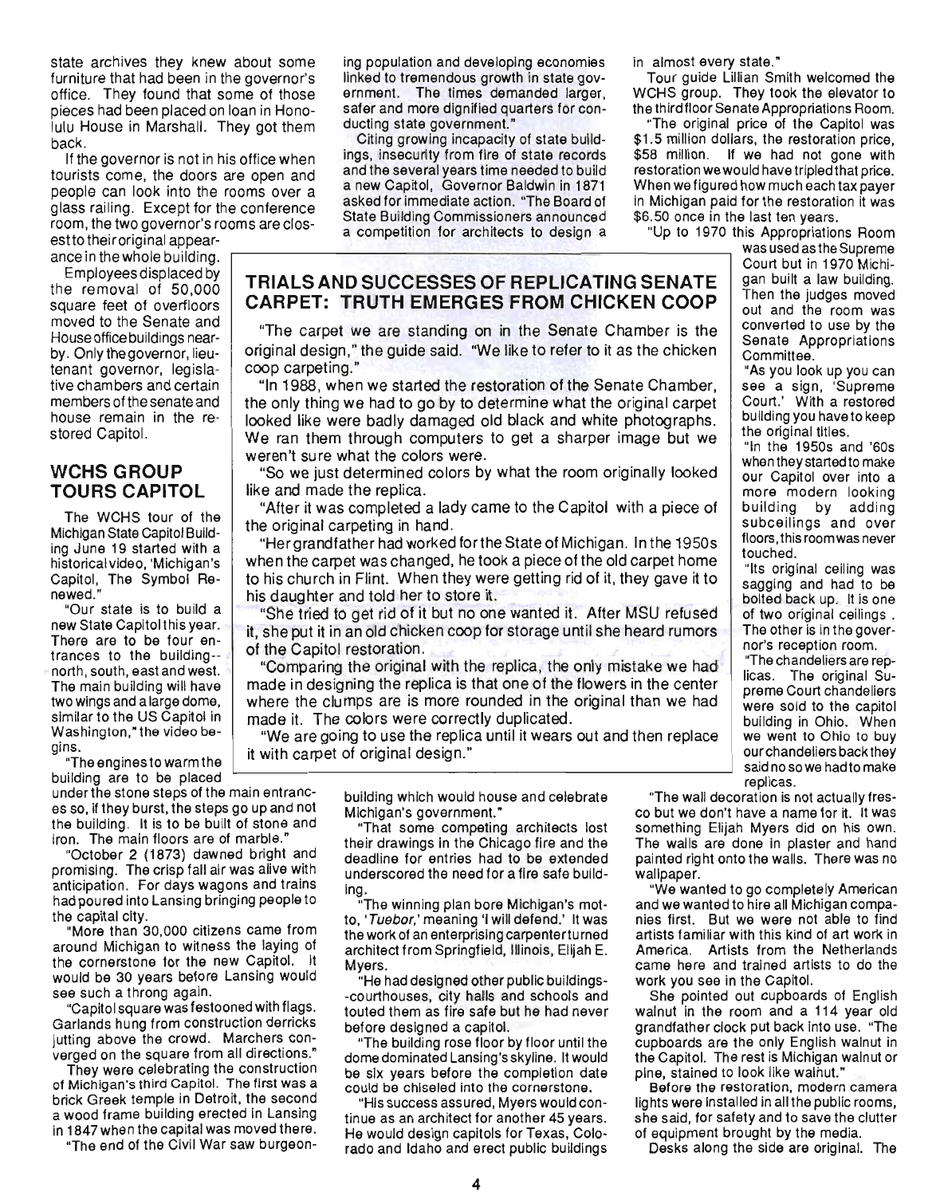state archives they knew about some furniture that had been in the governor's office. They found that some of those pieces had been placed on loan in Honolulu House in Marshall. They got them back.

If the governor is not in his office when tourists come, the doors are open and people can look into the rooms over a glass railing. Except for the conference room, the two governor's rooms are closest to their original appearance in the whole building.

Employees displaced by the removal of 50,000 square feet of overfloors moved to the Senate and House office buildings nearby. Only the governor, lieutenant governor, legislative chambers and certain members of the senate and house remain in the restored Capitol.

## WCHS GROUP TOURS CAPITOL

The WCHS tour of the Michigan State Capitol Building June 19 started with a historical video, 'Michigan's Capitol, The Symbol Renewed."

"Our state is to build a new State Capitol this year. There are to be four entrances to the building--north, south, east and west. The main building will have two wings and a large dome, similar to the US Capitol in Washington," the video begins.

"The engines to warm the building are to be placed under the stone steps of the main entrances so, if they burst, the steps go up and not the building. It is to be built of stone and iron. The main floors are of marble."

"October 2 (1873) dawned bright and promising. The crisp fall air was alive with anticipation. For days wagons and trains had poured into Lansing bringing people to the capital city.

"More than 30,000 citizens came from around Michigan to witness the laying of the cornerstone for the new Capitol. It would be 30 years before Lansing would see such a throng again.

"Capitol square was festooned with flags. Garlands hung from construction derricks jutting above the crowd. Marchers converged on the square from all directions."

They were celebrating the construction of Michigan's third Capitol. The first was a brick Greek temple in Detroit, the second a wood frame building erected in Lansing in 1847 when the capital was moved there.

"The end of the Civil War saw burgeoning population and developing economies linked to tremendous growth in state government. The times demanded larger, safer and more dignified quarters for conducting state government."

Citing growing incapacity of state buildings, insecurity from fire of state records and the several years time needed to build a new Capitol, Governor Baldwin in 1871 asked for immediate action. "The Board of State Building Commissioners announced a competition for architects to design a building which would house and celebrate Michigan's government."

"That some competing architects lost their drawings in the Chicago fire and the deadline for entries had to be extended underscored the need for a fire safe building.

"The winning plan bore Michigan's motto, '*Tuebor*,' meaning 'I will defend.' It was the work of an enterprising carpenter turned architect from Springfield, Illinois, Elijah E. Myers.

"He had designed other public buildings--courthouses, city halls and schools and touted them as fire safe but he had never before designed a capitol.

"The building rose floor by floor until the dome dominated Lansing's skyline. It would be six years before the completion date could be chiseled into the cornerstone.

"His success assured, Myers would continue as an architect for another 45 years. He would design capitols for Texas, Colorado and Idaho and erect public buildings in almost every state."

Tour guide Lillian Smith welcomed the WCHS group. They took the elevator to the third floor Senate Appropriations Room.

"The original price of the Capitol was $1.5 million dollars, the restoration price, $58 million. If we had not gone with restoration we would have tripled that price. When we figured how much each tax payer in Michigan paid for the restoration it was $6.50 once in the last ten years.

"Up to 1970 this Appropriations Room was used as the Supreme Court but in 1970 Michigan built a law building. Then the judges moved out and the room was converted to use by the Senate Appropriations Committee.

"As you look up you can see a sign, 'Supreme Court.' With a restored building you have to keep the original titles.

"In the 1950s and '60s when they started to make our Capitol over into a more modern looking building by adding subceilings and over floors, this room was never touched.

"Its original ceiling was sagging and had to be bolted back up. It is one of two original ceilings. The other is in the governor's reception room.

"The chandeliers are replicas. The original Supreme Court chandeliers were sold to the capitol building in Ohio. When we went to Ohio to buy our chandeliers back they said no so we had to make replicas.

"The wall decoration is not actually fresco but we don't have a name for it. It was something Elijah Myers did on his own. The walls are done in plaster and hand painted right onto the walls. There was no wallpaper.

"We wanted to go completely American and we wanted to hire all Michigan companies first. But we were not able to find artists familiar with this kind of art work in America. Artists from the Netherlands came here and trained artists to do the work you see in the Capitol.

She pointed out cupboards of English walnut in the room and a 114 year old grandfather clock put back into use. "The cupboards are the only English walnut in the Capitol. The rest is Michigan walnut or pine, stained to look like walnut."

Before the restoration, modern camera lights were installed in all the public rooms, she said, for safety and to save the clutter of equipment brought by the media.

Desks along the side are original. The

## TRIALS AND SUCCESSES OF REPLICATING SENATE CARPET: TRUTH EMERGES FROM CHICKEN COOP

"The carpet we are standing on in the Senate Chamber is the original design," the guide said. "We like to refer to it as the chicken coop carpeting."

"In 1988, when we started the restoration of the Senate Chamber, the only thing we had to go by to determine what the original carpet looked like were badly damaged old black and white photographs. We ran them through computers to get a sharper image but we weren't sure what the colors were.

"So we just determined colors by what the room originally looked like and made the replica.

"After it was completed a lady came to the Capitol with a piece of the original carpeting in hand.

"Her grandfather had worked for the State of Michigan. In the 1950s when the carpet was changed, he took a piece of the old carpet home to his church in Flint. When they were getting rid of it, they gave it to his daughter and told her to store it.

"She tried to get rid of it but no one wanted it. After MSU refused it, she put it in an old chicken coop for storage until she heard rumors of the Capitol restoration.

"Comparing the original with the replica, the only mistake we had made in designing the replica is that one of the flowers in the center where the clumps are is more rounded in the original than we had made it. The colors were correctly duplicated.

"We are going to use the replica until it wears out and then replace it with carpet of original design."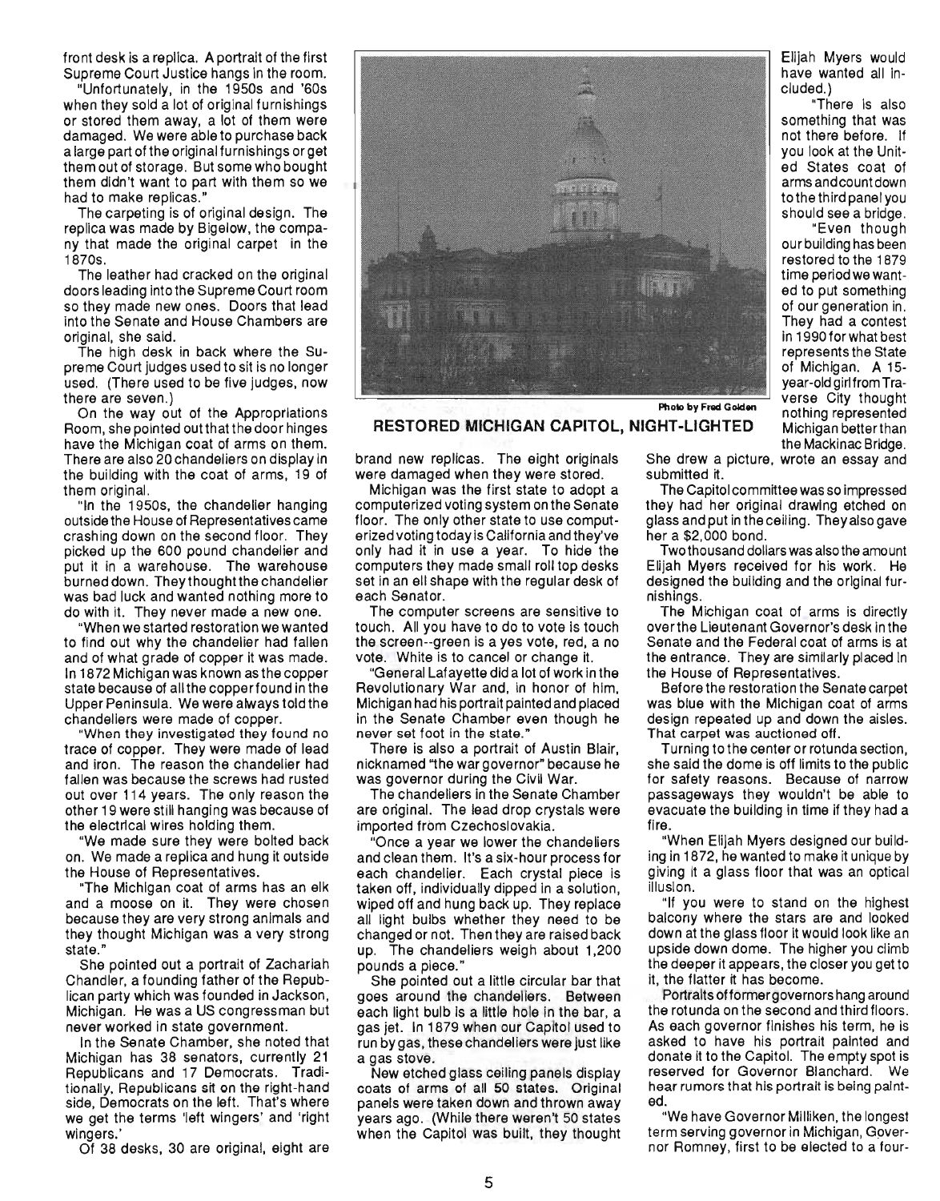front desk is a replica. A portrait of the first Supreme Court Justice hangs in the room.

"Unfortunately, in the 1950s and '60s when they sold a lot of original furnishings or stored them away, a lot of them were damaged. We were able to purchase back a large part of the original furnishings or get them out of storage. But some who bought them didn't want to part with them so we had to make replicas."

The carpeting is of original design. The replica was made by Bigelow, the company that made the original carpet in the 1870s.

The leather had cracked on the original doors leading into the Supreme Court room so they made new ones. Doors that lead into the Senate and House Chambers are original, she said.

The high desk in back where the Supreme Court judges used to sit is no longer used. (There used to be five judges, now there are seven.)

On the way out of the Appropriations Room, she pointed out that the door hinges have the Michigan coat of arms on them. There are also 20 chandeliers on display in the building with the coat of arms, 19 of them original.

"In the 1950s, the chandelier hanging outside the House of Representatives came crashing down on the second floor. They picked up the 600 pound chandelier and put it in a warehouse. The warehouse burned down. They thought the chandelier was bad luck and wanted nothing more to do with it. They never made a new one.

"When we started restoration we wanted to find out why the chandelier had fallen and of what grade of copper it was made. In 1872 Michigan was known as the copper state because of all the copper found in the Upper Peninsula. We were always told the chandeliers were made of copper.

"When they investigated they found no trace of copper. They were made of lead and iron. The reason the chandelier had fallen was because the screws had rusted out over 114 years. The only reason the other 19 were still hanging was because of the electrical wires holding them.

"We made sure they were bolted back on. We made a replica and hung it outside the House of Representatives.

"The Michigan coat of arms has an elk and a moose on it. They were chosen because they are very strong animals and they thought Michigan was a very strong state."

She pointed out a portrait of Zachariah Chandler, a founding father of the Republican party which was founded in Jackson, Michigan. He was a US congressman but never worked in state government.

In the Senate Chamber, she noted that Michigan has 38 senators, currently 21 Republicans and 17 Democrats. Traditionally, Republicans sit on the right-hand side, Democrats on the left. That's where we get the terms 'left wingers' and 'right wingers.'

Of 38 desks, 30 are original, eight are brand new replicas. The eight originals were damaged when they were stored.

Michigan was the first state to adopt a computerized voting system on the Senate floor. The only other state to use computerized voting today is California and they've only had it in use a year. To hide the computers they made small roll top desks set in an ell shape with the regular desk of each Senator.

The computer screens are sensitive to touch. All you have to do to vote is touch the screen--green is a yes vote, red, a no vote. White is to cancel or change it.

"General Lafayette did a lot of work in the Revolutionary War and, in honor of him, Michigan had his portrait painted and placed in the Senate Chamber even though he never set foot in the state."

There is also a portrait of Austin Blair, nicknamed "the war governor" because he was governor during the Civil War.

The chandeliers in the Senate Chamber are original. The lead drop crystals were imported from Czechoslovakia.

"Once a year we lower the chandeliers and clean them. It's a six-hour process for each chandelier. Each crystal piece is taken off, individually dipped in a solution, wiped off and hung back up. They replace all light bulbs whether they need to be changed or not. Then they are raised back up. The chandeliers weigh about 1,200 pounds a piece."

She pointed out a little circular bar that goes around the chandeliers. Between each light bulb is a little hole in the bar, a gas jet. In 1879 when our Capitol used to run by gas, these chandeliers were just like a gas stove.

New etched glass ceiling panels display coats of arms of all 50 states. Original panels were taken down and thrown away years ago. (While there weren't 50 states when the Capitol was built, they thought Elijah Myers would have wanted all included.)

"There is also something that was not there before. If you look at the United States coat of arms and count down to the third panel you should see a bridge.

"Even though our building has been restored to the 1879 time period we wanted to put something of our generation in. They had a contest in 1990 for what best represents the State of Michigan. A 15-year-old girl from Traverse City thought nothing represented Michigan better than the Mackinac Bridge. She drew a picture, wrote an essay and submitted it.

The Capitol committee was so impressed they had her original drawing etched on glass and put in the ceiling. They also gave her a $2,000 bond.

Two thousand dollars was also the amount Elijah Myers received for his work. He designed the building and the original furnishings.

The Michigan coat of arms is directly over the Lieutenant Governor's desk in the Senate and the Federal coat of arms is at the entrance. They are similarly placed in the House of Representatives.

Before the restoration the Senate carpet was blue with the Michigan coat of arms design repeated up and down the aisles. That carpet was auctioned off.

Turning to the center or rotunda section, she said the dome is off limits to the public for safety reasons. Because of narrow passageways they wouldn't be able to evacuate the building in time if they had a fire.

"When Elijah Myers designed our building in 1872, he wanted to make it unique by giving it a glass floor that was an optical illusion.

"If you were to stand on the highest balcony where the stars are and looked down at the glass floor it would look like an upside down dome. The higher you climb the deeper it appears, the closer you get to it, the flatter it has become.

Portraits of former governors hang around the rotunda on the second and third floors. As each governor finishes his term, he is asked to have his portrait painted and donate it to the Capitol. The empty spot is reserved for Governor Blanchard. We hear rumors that his portrait is being painted.

"We have Governor Milliken, the longest term serving governor in Michigan, Governor Romney, first to be elected to a four-

Photo by Fred Golden

**RESTORED MICHIGAN CAPITOL, NIGHT-LIGHTED**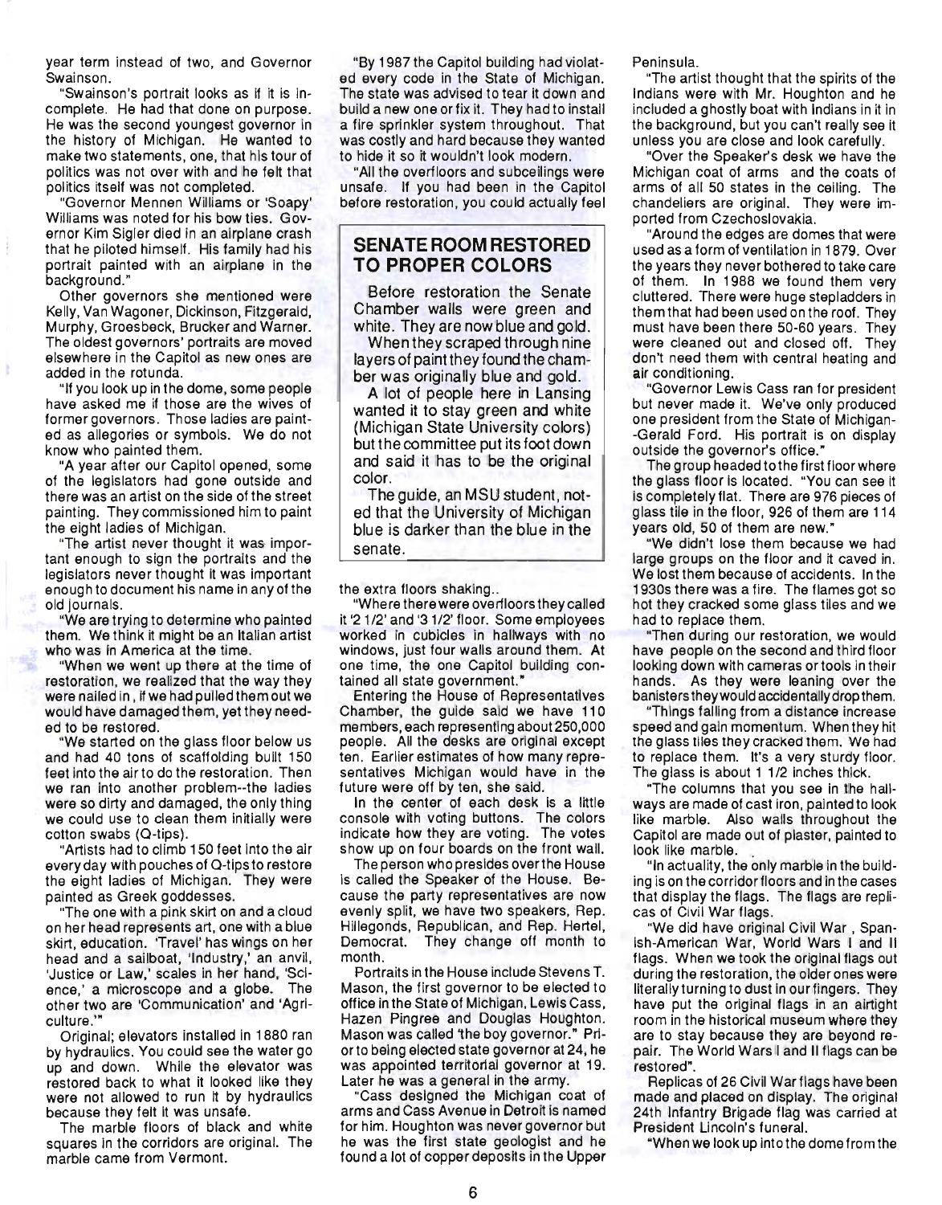year term instead of two, and Governor Swainson.

"Swainson's portrait looks as if it is incomplete. He had that done on purpose. He was the second youngest governor in the history of Michigan. He wanted to make two statements, one, that his tour of politics was not over with and he felt that politics itself was not completed.

"Governor Mennen Williams or 'Soapy' Williams was noted for his bow ties. Governor Kim Sigler died in an airplane crash that he piloted himself. His family had his portrait painted with an airplane in the background."

Other governors she mentioned were Kelly, Van Wagoner, Dickinson, Fitzgerald, Murphy, Groesbeck, Brucker and Warner. The oldest governors' portraits are moved elsewhere in the Capitol as new ones are added in the rotunda.

"If you look up in the dome, some people have asked me if those are the wives of former governors. Those ladies are painted as allegories or symbols. We do not know who painted them.

"A year after our Capitol opened, some of the legislators had gone outside and there was an artist on the side of the street painting. They commissioned him to paint the eight ladies of Michigan.

"The artist never thought it was important enough to sign the portraits and the legislators never thought it was important enough to document his name in any of the old journals.

"We are trying to determine who painted them. We think it might be an Italian artist who was in America at the time.

"When we went up there at the time of restoration, we realized that the way they were nailed in, if we had pulled them out we would have damaged them, yet they needed to be restored.

"We started on the glass floor below us and had 40 tons of scaffolding built 150 feet into the air to do the restoration. Then we ran into another problem--the ladies were so dirty and damaged, the only thing we could use to clean them initially were cotton swabs (Q-tips).

"Artists had to climb 150 feet into the air every day with pouches of Q-tips to restore the eight ladies of Michigan. They were painted as Greek goddesses.

"The one with a pink skirt on and a cloud on her head represents art, one with a blue skirt, education. 'Travel' has wings on her head and a sailboat, 'Industry,' an anvil, 'Justice or Law,' scales in her hand, 'Science,' a microscope and a globe. The other two are 'Communication' and 'Agriculture.'"

Original; elevators installed in 1880 ran by hydraulics. You could see the water go up and down. While the elevator was restored back to what it looked like they were not allowed to run it by hydraulics because they felt it was unsafe.

The marble floors of black and white squares in the corridors are original. The marble came from Vermont.

"By 1987 the Capitol building had violated every code in the State of Michigan. The state was advised to tear it down and build a new one or fix it. They had to install a fire sprinkler system throughout. That was costly and hard because they wanted to hide it so it wouldn't look modern.

"All the overfloors and subceilings were unsafe. If you had been in the Capitol before restoration, you could actually feel the extra floors shaking..

"Where there were overfloors they called it '2 1/2' and '3 1/2' floor. Some employees worked in cubicles in hallways with no windows, just four walls around them. At one time, the one Capitol building contained all state government."

Entering the House of Representatives Chamber, the guide said we have 110 members, each representing about 250,000 people. All the desks are original except ten. Earlier estimates of how many representatives Michigan would have in the future were off by ten, she said.

In the center of each desk is a little console with voting buttons. The colors indicate how they are voting. The votes show up on four boards on the front wall.

The person who presides over the House is called the Speaker of the House. Because the party representatives are now evenly split, we have two speakers, Rep. Hillegonds, Republican, and Rep. Hertel, Democrat. They change off month to month.

Portraits in the House include Stevens T. Mason, the first governor to be elected to office in the State of Michigan, Lewis Cass, Hazen Pingree and Douglas Houghton. Mason was called 'the boy governor." Prior to being elected state governor at 24, he was appointed territorial governor at 19. Later he was a general in the army.

"Cass designed the Michigan coat of arms and Cass Avenue in Detroit is named for him. Houghton was never governor but he was the first state geologist and he found a lot of copper deposits in the Upper Peninsula.

"The artist thought that the spirits of the Indians were with Mr. Houghton and he included a ghostly boat with Indians in it in the background, but you can't really see it unless you are close and look carefully.

"Over the Speaker's desk we have the Michigan coat of arms and the coats of arms of all 50 states in the ceiling. The chandeliers are original. They were imported from Czechoslovakia.

"Around the edges are domes that were used as a form of ventilation in 1879. Over the years they never bothered to take care of them. In 1988 we found them very cluttered. There were huge stepladders in them that had been used on the roof. They must have been there 50-60 years. They were cleaned out and closed off. They don't need them with central heating and air conditioning.

"Governor Lewis Cass ran for president but never made it. We've only produced one president from the State of Michigan--Gerald Ford. His portrait is on display outside the governor's office."

The group headed to the first floor where the glass floor is located. "You can see it is completely flat. There are 976 pieces of glass tile in the floor, 926 of them are 114 years old, 50 of them are new."

"We didn't lose them because we had large groups on the floor and it caved in. We lost them because of accidents. In the 1930s there was a fire. The flames got so hot they cracked some glass tiles and we had to replace them.

"Then during our restoration, we would have people on the second and third floor looking down with cameras or tools in their hands. As they were leaning over the banisters they would accidentally drop them.

"Things falling from a distance increase speed and gain momentum. When they hit the glass tiles they cracked them. We had to replace them. It's a very sturdy floor. The glass is about 1 1/2 inches thick.

"The columns that you see in the hallways are made of cast iron, painted to look like marble. Also walls throughout the Capitol are made out of plaster, painted to look like marble.

"In actuality, the only marble in the building is on the corridor floors and in the cases that display the flags. The flags are replicas of Civil War flags.

"We did have original Civil War, Spanish-American War, World Wars I and II flags. When we took the original flags out during the restoration, the older ones were literally turning to dust in our fingers. They have put the original flags in an airtight room in the historical museum where they are to stay because they are beyond repair. The World Wars I and II flags can be restored".

Replicas of 26 Civil War flags have been made and placed on display. The original 24th Infantry Brigade flag was carried at President Lincoln's funeral.

"When we look up into the dome from the

## SENATE ROOM RESTORED TO PROPER COLORS

Before restoration the Senate Chamber walls were green and white. They are now blue and gold.

When they scraped through nine layers of paint they found the chamber was originally blue and gold.

A lot of people here in Lansing wanted it to stay green and white (Michigan State University colors) but the committee put its foot down and said it has to be the original color.

The guide, an MSU student, noted that the University of Michigan blue is darker than the blue in the senate.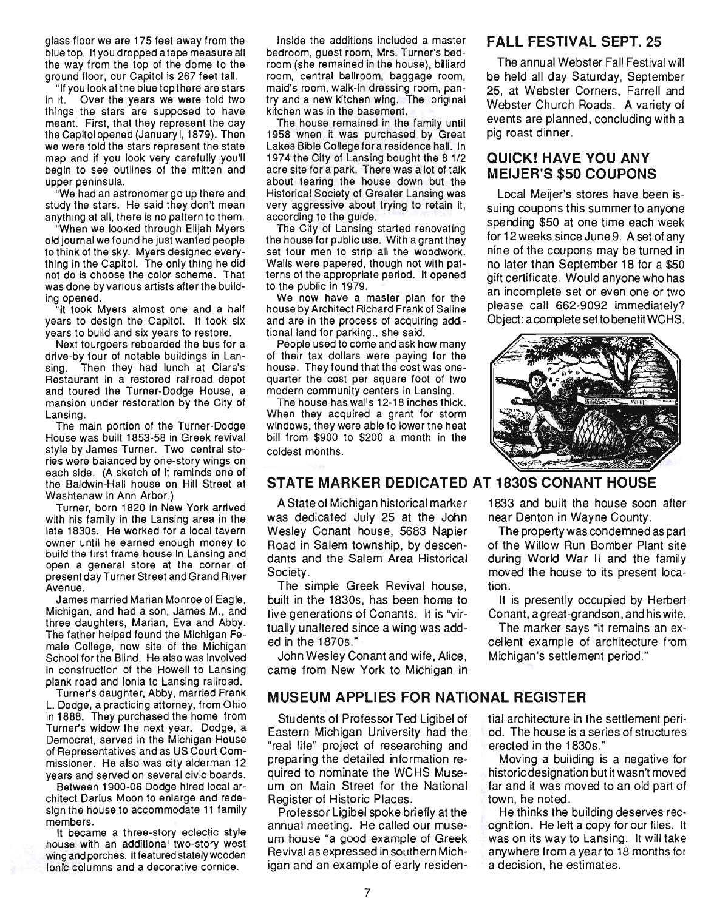glass floor we are 175 feet away from the blue top. If you dropped a tape measure all the way from the top of the dome to the ground floor, our Capitol is 267 feet tall.

"If you look at the blue top there are stars in it. Over the years we were told two things the stars are supposed to have meant. First, that they represent the day the Capitol opened (January l, 1879). Then we were told the stars represent the state map and if you look very carefully you'll begin to see outlines of the mitten and upper peninsula.

"We had an astronomer go up there and study the stars. He said they don't mean anything at all, there is no pattern to them.

"When we looked through Elijah Myers old journal we found he just wanted people to think of the sky. Myers designed everything in the Capitol. The only thing he did not do is choose the color scheme. That was done by various artists after the building opened.

"It took Myers almost one and a half years to design the Capitol. It took six years to build and six years to restore.

Next tourgoers reboarded the bus for a drive-by tour of notable buildings in Lansing. Then they had lunch at Clara's Restaurant in a restored railroad depot and toured the Turner-Dodge House, a mansion under restoration by the City of Lansing.

The main portion of the Turner-Dodge House was built 1853-58 in Greek revival style by James Turner. Two central stories were balanced by one-story wings on each side. (A sketch of it reminds one of the Baldwin-Hall house on Hill Street at Washtenaw in Ann Arbor.)

Turner, born 1820 in New York arrived with his family in the Lansing area in the late 1830s. He worked for a local tavern owner until he earned enough money to build the first frame house in Lansing and open a general store at the corner of present day Turner Street and Grand River Avenue.

James married Marian Monroe of Eagle, Michigan, and had a son, James M., and three daughters, Marian, Eva and Abby. The father helped found the Michigan Female College, now site of the Michigan School for the Blind. He also was involved in construction of the Howell to Lansing plank road and Ionia to Lansing railroad.

Turner's daughter, Abby, married Frank L. Dodge, a practicing attorney, from Ohio in 1888. They purchased the home from Turner's widow the next year. Dodge, a Democrat, served in the Michigan House of Representatives and as US Court Commissioner. He also was city alderman 12 years and served on several civic boards.

Between 1900-06 Dodge hired local architect Darius Moon to enlarge and redesign the house to accommodate 11 family members.

It became a three-story eclectic style house with an additional two-story west wing and porches. It featured stately wooden Ionic columns and a decorative cornice.

Inside the additions included a master bedroom, guest room, Mrs. Turner's bedroom (she remained in the house), billiard room, central ballroom, baggage room, maid's room, walk-in dressing room, pantry and a new kitchen wing. The original kitchen was in the basement.

The house remained in the family until 1958 when it was purchased by Great Lakes Bible College for a residence hall. In 1974 the City of Lansing bought the 8 1/2 acre site for a park. There was a lot of talk about tearing the house down but the Historical Society of Greater Lansing was very aggressive about trying to retain it, according to the guide.

The City of Lansing started renovating the house for public use. With a grant they set four men to strip all the woodwork. Walls were papered, though not with patterns of the appropriate period. It opened to the public in 1979.

We now have a master plan for the house by Architect Richard Frank of Saline and are in the process of acquiring additional land for parking., she said.

People used to come and ask how many of their tax dollars were paying for the house. They found that the cost was one-quarter the cost per square foot of two modern community centers in Lansing.

The house has walls 12-18 inches thick. When they acquired a grant for storm windows, they were able to lower the heat bill from $900 to $200 a month in the coldest months.

## FALL FESTIVAL SEPT. 25

The annual Webster Fall Festival will be held all day Saturday, September 25, at Webster Corners, Farrell and Webster Church Roads. A variety of events are planned, concluding with a pig roast dinner.

## QUICK! HAVE YOU ANY MEIJER'S $50 COUPONS

Local Meijer's stores have been issuing coupons this summer to anyone spending $50 at one time each week for 12 weeks since June 9. A set of any nine of the coupons may be turned in no later than September 18 for a $50 gift certificate. Would anyone who has an incomplete set or even one or two please call 662-9092 immediately? Object: a complete set to benefit WCHS.

## STATE MARKER DEDICATED AT 1830S CONANT HOUSE

A State of Michigan historical marker was dedicated July 25 at the John Wesley Conant house, 5683 Napier Road in Salem township, by descendants and the Salem Area Historical Society.

The simple Greek Revival house, built in the 1830s, has been home to five generations of Conants. It is "virtually unaltered since a wing was added in the 1870s."

John Wesley Conant and wife, Alice, came from New York to Michigan in 1833 and built the house soon after near Denton in Wayne County.

The property was condemned as part of the Willow Run Bomber Plant site during World War II and the family moved the house to its present location.

It is presently occupied by Herbert Conant, a great-grandson, and his wife.

The marker says "it remains an excellent example of architecture from Michigan's settlement period."

## MUSEUM APPLIES FOR NATIONAL REGISTER

Students of Professor Ted Ligibel of Eastern Michigan University had the "real life" project of researching and preparing the detailed information required to nominate the WCHS Museum on Main Street for the National Register of Historic Places.

Professor Ligibel spoke briefly at the annual meeting. He called our museum house "a good example of Greek Revival as expressed in southern Michigan and an example of early residential architecture in the settlement period. The house is a series of structures erected in the 1830s."

Moving a building is a negative for historic designation but it wasn't moved far and it was moved to an old part of town, he noted.

He thinks the building deserves recognition. He left a copy for our files. It was on its way to Lansing. It will take anywhere from a year to 18 months for a decision, he estimates.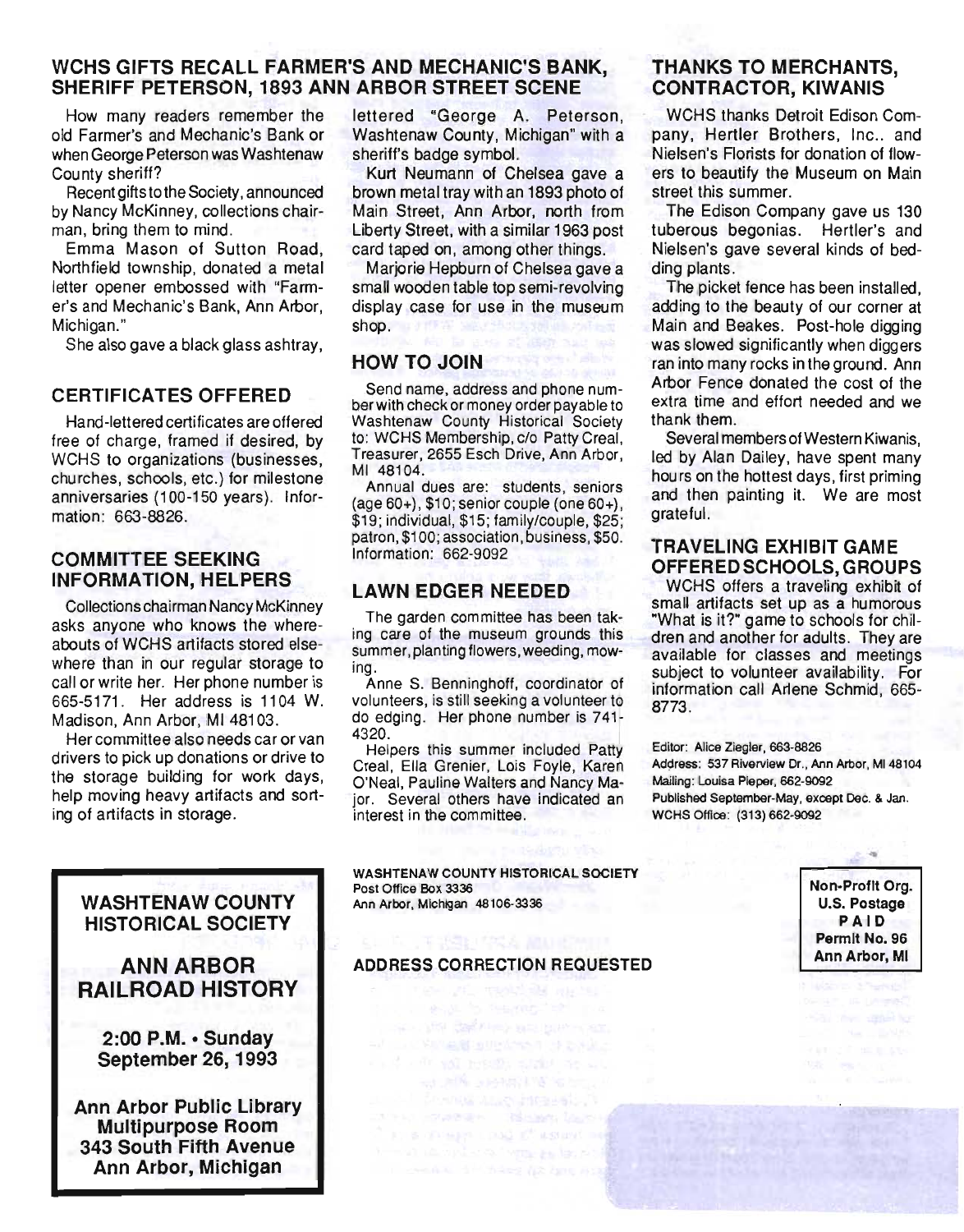## WCHS GIFTS RECALL FARMER'S AND MECHANIC'S BANK, SHERIFF PETERSON, 1893 ANN ARBOR STREET SCENE

How many readers remember the old Farmer's and Mechanic's Bank or when George Peterson was Washtenaw County sheriff?

Recent gifts to the Society, announced by Nancy McKinney, collections chairman, bring them to mind.

Emma Mason of Sutton Road, Northfield township, donated a metal letter opener embossed with "Farmer's and Mechanic's Bank, Ann Arbor, Michigan."

She also gave a black glass ashtray, lettered "George A. Peterson, Washtenaw County, Michigan" with a sheriff's badge symbol.

Kurt Neumann of Chelsea gave a brown metal tray with an 1893 photo of Main Street, Ann Arbor, north from Liberty Street, with a similar 1963 post card taped on, among other things.

Marjorie Hepburn of Chelsea gave a small wooden table top semi-revolving display case for use in the museum shop.

## CERTIFICATES OFFERED

Hand-lettered certificates are offered free of charge, framed if desired, by WCHS to organizations (businesses, churches, schools, etc.) for milestone anniversaries (100-150 years). Information: 663-8826.

## COMMITTEE SEEKING INFORMATION, HELPERS

Collections chairman Nancy McKinney asks anyone who knows the whereabouts of WCHS artifacts stored elsewhere than in our regular storage to call or write her. Her phone number is 665-5171. Her address is 1104 W. Madison, Ann Arbor, MI 48103.

Her committee also needs car or van drivers to pick up donations or drive to the storage building for work days, help moving heavy artifacts and sorting of artifacts in storage.

## HOW TO JOIN

Send name, address and phone number with check or money order payable to Washtenaw County Historical Society to: WCHS Membership, c/o Patty Creal, Treasurer, 2655 Esch Drive, Ann Arbor, MI 48104.

Annual dues are: students, seniors (age 60+), $10; senior couple (one 60+), $19; individual, $15; family/couple, $25; patron, $100; association, business, $50. Information: 662-9092

## LAWN EDGER NEEDED

The garden committee has been taking care of the museum grounds this summer, planting flowers, weeding, mowing.

Anne S. Benninghoff, coordinator of volunteers, is still seeking a volunteer to do edging. Her phone number is 741-4320.

Helpers this summer included Patty Creal, Ella Grenier, Lois Foyle, Karen O'Neal, Pauline Walters and Nancy Major. Several others have indicated an interest in the committee.

## THANKS TO MERCHANTS, CONTRACTOR, KIWANIS

WCHS thanks Detroit Edison Company, Hertler Brothers, Inc.. and Nielsen's Florists for donation of flowers to beautify the Museum on Main street this summer.

The Edison Company gave us 130 tuberous begonias. Hertler's and Nielsen's gave several kinds of bedding plants.

The picket fence has been installed, adding to the beauty of our corner at Main and Beakes. Post-hole digging was slowed significantly when diggers ran into many rocks in the ground. Ann Arbor Fence donated the cost of the extra time and effort needed and we thank them.

Several members of Western Kiwanis, led by Alan Dailey, have spent many hours on the hottest days, first priming and then painting it. We are most grateful.

## TRAVELING EXHIBIT GAME OFFERED SCHOOLS, GROUPS

WCHS offers a traveling exhibit of small artifacts set up as a humorous "What is it?" game to schools for children and another for adults. They are available for classes and meetings subject to volunteer availability. For information call Arlene Schmid, 665-8773.

Editor: Alice Ziegler, 663-8826
Address: 537 Riverview Dr., Ann Arbor, MI 48104
Mailing: Louisa Pieper, 662-9092
Published September-May, except Dec. & Jan.
WCHS Office: (313) 662-9092

**WASHTENAW COUNTY HISTORICAL SOCIETY**

**ANN ARBOR RAILROAD HISTORY**

**2:00 P.M. • Sunday September 26, 1993**

**Ann Arbor Public Library Multipurpose Room 343 South Fifth Avenue Ann Arbor, Michigan**

WASHTENAW COUNTY HISTORICAL SOCIETY
Post Office Box 3336
Ann Arbor, Michigan 48106-3336

ADDRESS CORRECTION REQUESTED

Non-Profit Org.
U.S. Postage
PAID
Permit No. 96
Ann Arbor, MI